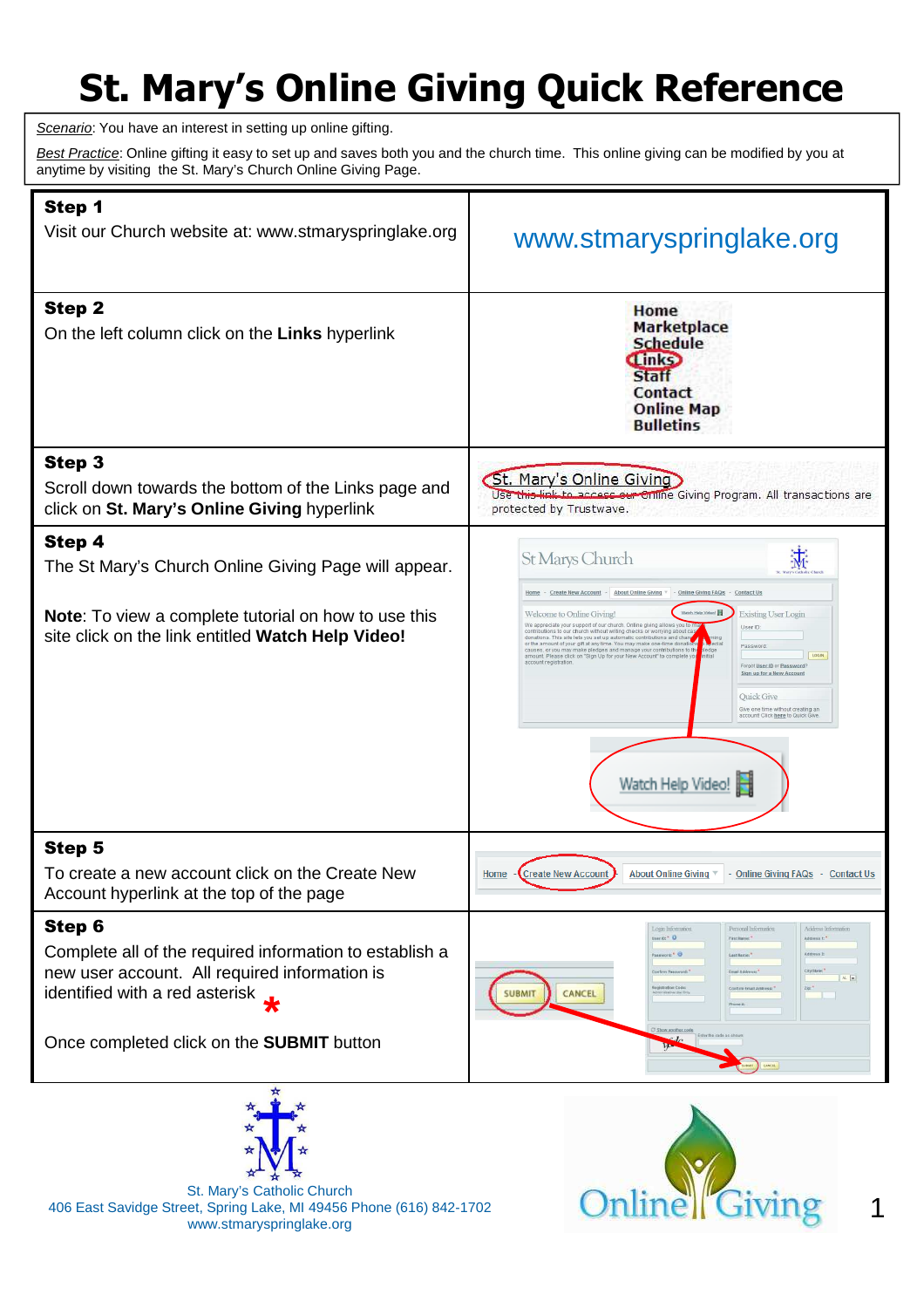# St. Mary's Online Giving Quick Reference

*Scenario*: You have an interest in setting up online gifting.

*Best Practice*: Online gifting it easy to set up and saves both you and the church time. This online giving can be modified by you at anytime by visiting the St. Mary's Church Online Giving Page.

| | |
|---|---|
| **Step 1**<br>Visit our Church website at: www.stmaryspringlake.org | www.stmaryspringlake.org |
| **Step 2**<br>On the left column click on the **Links** hyperlink | Home<br>Marketplace<br>Schedule<br>Links<br>Staff<br>Contact<br>Online Map<br>Bulletins |
| **Step 3**<br>Scroll down towards the bottom of the Links page and click on **St. Mary's Online Giving** hyperlink | St. Mary's Online Giving<br>Use this link to access our Online Giving Program. All transactions are protected by Trustwave. |
| **Step 4**<br>The St Mary's Church Online Giving Page will appear.<br><br>**Note**: To view a complete tutorial on how to use this site click on the link entitled **Watch Help Video!** | Watch Help Video! |
| **Step 5**<br>To create a new account click on the Create New Account hyperlink at the top of the page | Home - Create New Account - About Online Giving - Online Giving FAQs - Contact Us |
| **Step 6**<br>Complete all of the required information to establish a new user account. All required information is identified with a red asterisk *<br><br>Once completed click on the **SUBMIT** button | SUBMIT CANCEL |

St. Mary's Catholic Church
406 East Savidge Street, Spring Lake, MI 49456 Phone (616) 842-1702
www.stmaryspringlake.org

Online Giving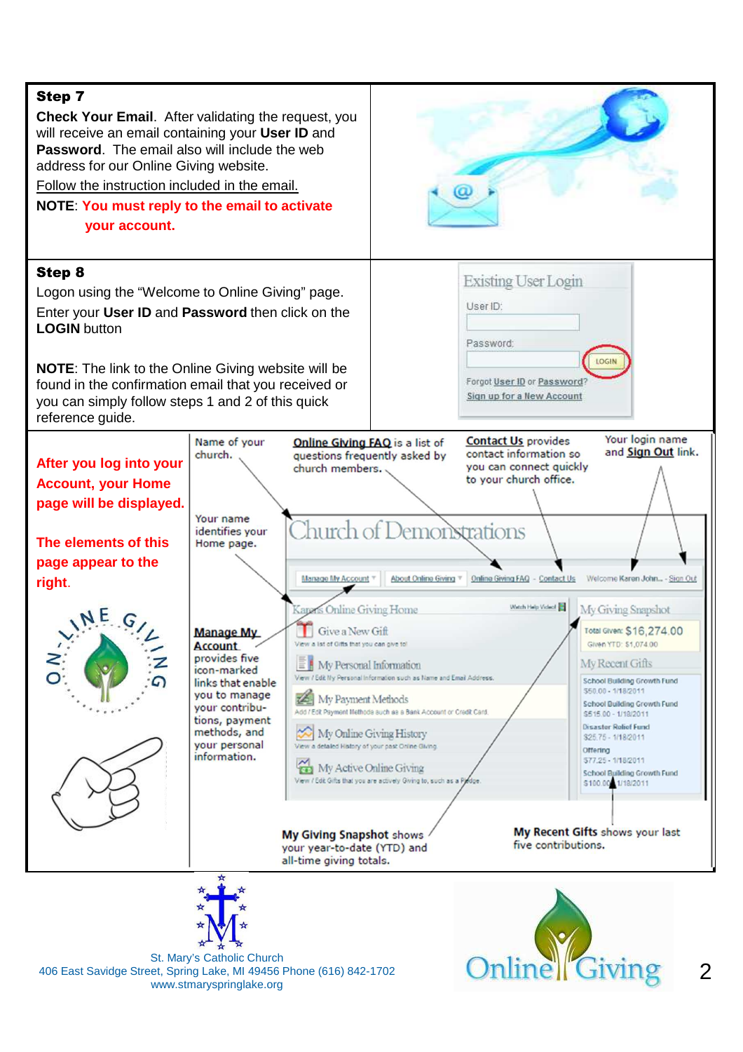**Step 7**

**Check Your Email**. After validating the request, you will receive an email containing your **User ID** and **Password**. The email also will include the web address for our Online Giving website.

Follow the instruction included in the email.

**NOTE**: **You must reply to the email to activate your account.**

**Step 8**

Logon using the "Welcome to Online Giving" page.

Enter your **User ID** and **Password** then click on the **LOGIN** button

**NOTE**: The link to the Online Giving website will be found in the confirmation email that you received or you can simply follow steps 1 and 2 of this quick reference guide.

Existing User Login

User ID:

Password:

LOGIN

Forgot User ID or Password?

Sign up for a New Account

**After you log into your Account, your Home page will be displayed.**

**The elements of this page appear to the right.**

Name of your church.

**Online Giving FAQ** is a list of questions frequently asked by church members.

**Contact Us** provides contact information so you can connect quickly to your church office.

Your login name and **Sign Out** link.

Your name identifies your Home page.

**Manage My Account** provides five icon-marked links that enable you to manage your contributions, payment methods, and your personal information.

**My Giving Snapshot** shows your year-to-date (YTD) and all-time giving totals.

**My Recent Gifts** shows your last five contributions.

St. Mary's Catholic Church
406 East Savidge Street, Spring Lake, MI 49456 Phone (616) 842-1702
www.stmaryspringlake.org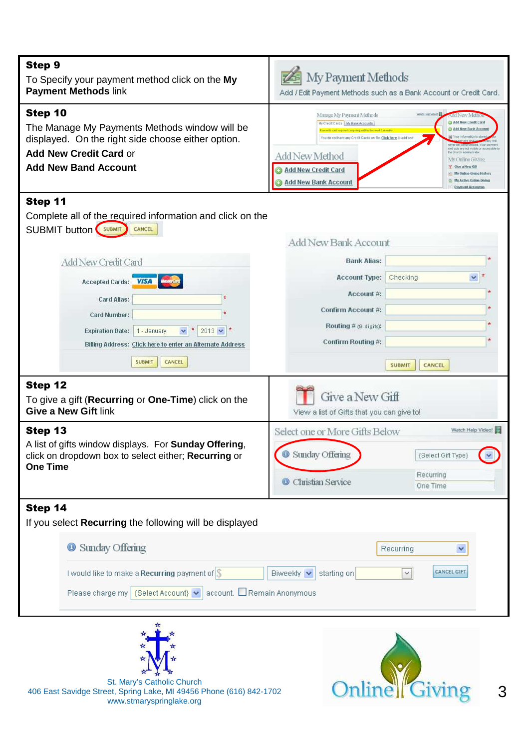| | |
|---|---|
| **Step 9**<br>To Specify your payment method click on the **My Payment Methods** link | My Payment Methods<br>Add / Edit Payment Methods such as a Bank Account or Credit Card. |
| **Step 10**<br>The Manage My Payments Methods window will be displayed. On the right side choose either option.<br>**Add New Credit Card** or<br>**Add New Band Account** | Add New Method<br>Add New Credit Card<br>Add New Bank Account |

**Step 11**

Complete all of the required information and click on the SUBMIT button SUBMIT CANCEL

**Add New Credit Card**

- Accepted Cards: VISA MasterCard
- Card Alias: *
- Card Number: *
- Expiration Date: 1 - January 2013 *
- Billing Address: Click here to enter an Alternate Address

SUBMIT CANCEL

**Add New Bank Account**

- Bank Alias: *
- Account Type: Checking *
- Account #: *
- Confirm Account #: *
- Routing # (9 digits): *
- Confirm Routing #: *

SUBMIT CANCEL

| | |
|---|---|
| **Step 12**<br>To give a gift (**Recurring** or **One-Time**) click on the **Give a New Gift** link | Give a New Gift<br>View a list of Gifts that you can give to! |
| **Step 13**<br>A list of gifts window displays. For **Sunday Offering**, click on dropdown box to select either; **Recurring** or **One Time** | Select one or More Gifts Below — Watch Help Video!<br>Sunday Offering — {Select Gift Type}<br>Christian Service — Recurring / One Time |

**Step 14**

If you select **Recurring** the following will be displayed

Sunday Offering — Recurring

I would like to make a **Recurring** payment of $ ___ Biweekly starting on ___ CANCEL GIFT

Please charge my {Select Account} account. Remain Anonymous

St. Mary's Catholic Church
406 East Savidge Street, Spring Lake, MI 49456 Phone (616) 842-1702
www.stmaryspringlake.org

Online Giving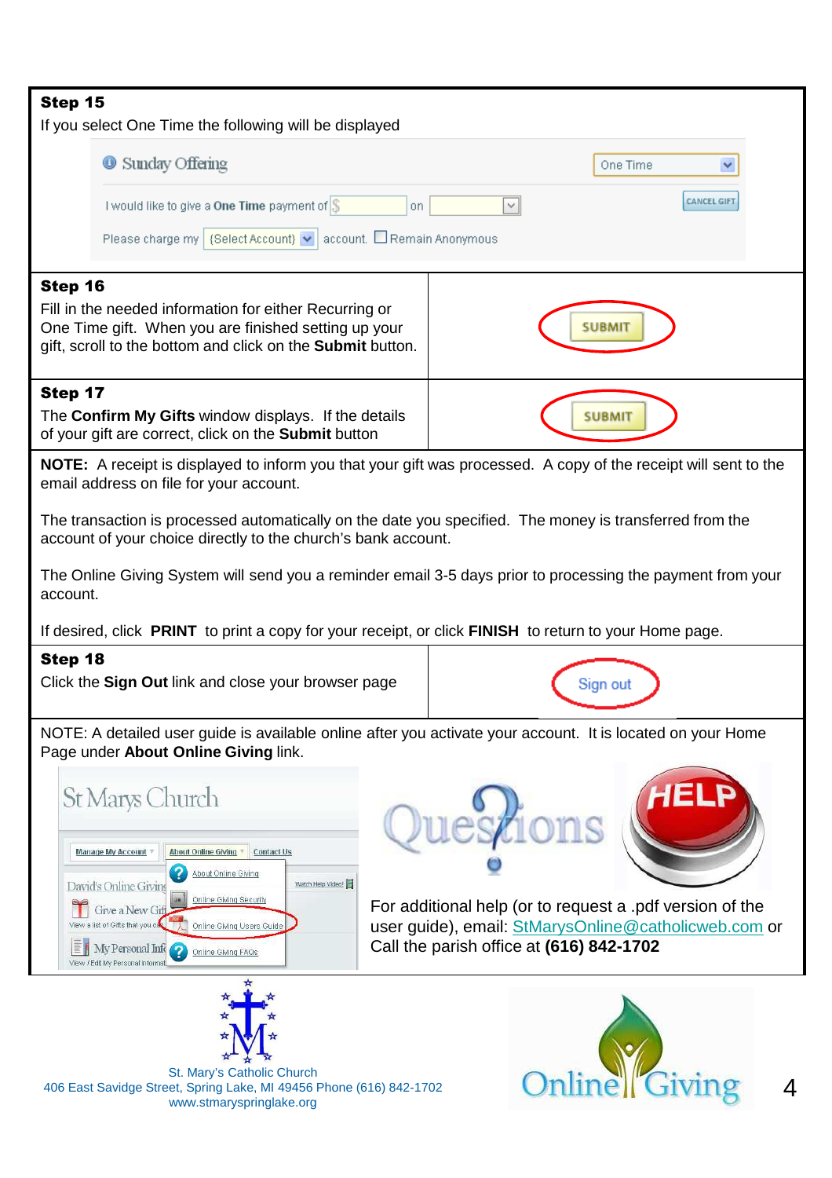## Step 15

If you select One Time the following will be displayed

Sunday Offering — One Time

I would like to give a **One Time** payment of $ on

Please charge my {Select Account} account. Remain Anonymous

CANCEL GIFT

## Step 16

Fill in the needed information for either Recurring or One Time gift. When you are finished setting up your gift, scroll to the bottom and click on the **Submit** button.

SUBMIT

## Step 17

The **Confirm My Gifts** window displays. If the details of your gift are correct, click on the **Submit** button

SUBMIT

**NOTE:** A receipt is displayed to inform you that your gift was processed. A copy of the receipt will sent to the email address on file for your account.

The transaction is processed automatically on the date you specified. The money is transferred from the account of your choice directly to the church's bank account.

The Online Giving System will send you a reminder email 3-5 days prior to processing the payment from your account.

If desired, click **PRINT** to print a copy for your receipt, or click **FINISH** to return to your Home page.

## Step 18

Click the **Sign Out** link and close your browser page

Sign out

NOTE: A detailed user guide is available online after you activate your account. It is located on your Home Page under **About Online Giving** link.

For additional help (or to request a .pdf version of the user guide), email: StMarysOnline@catholicweb.com or Call the parish office at **(616) 842-1702**

St. Mary's Catholic Church
406 East Savidge Street, Spring Lake, MI 49456 Phone (616) 842-1702
www.stmarysspringlake.org